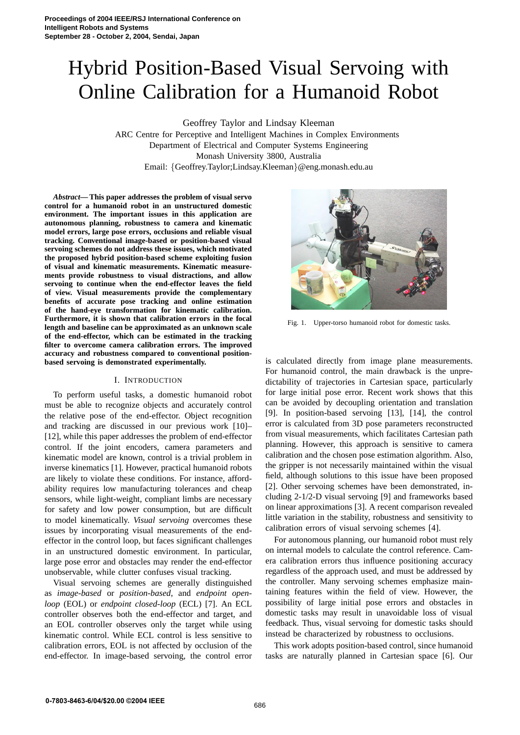Proceedings of 2004 IEEE/RSJ International Conference on Intelligent Robots and Systems
September 28 - October 2, 2004, Sendai, Japan

# Hybrid Position-Based Visual Servoing with Online Calibration for a Humanoid Robot

Geoffrey Taylor and Lindsay Kleeman
ARC Centre for Perceptive and Intelligent Machines in Complex Environments
Department of Electrical and Computer Systems Engineering
Monash University 3800, Australia
Email: {Geoffrey.Taylor;Lindsay.Kleeman}@eng.monash.edu.au

***Abstract*— This paper addresses the problem of visual servo control for a humanoid robot in an unstructured domestic environment. The important issues in this application are autonomous planning, robustness to camera and kinematic model errors, large pose errors, occlusions and reliable visual tracking. Conventional image-based or position-based visual servoing schemes do not address these issues, which motivated the proposed hybrid position-based scheme exploiting fusion of visual and kinematic measurements. Kinematic measurements provide robustness to visual distractions, and allow servoing to continue when the end-effector leaves the field of view. Visual measurements provide the complementary benefits of accurate pose tracking and online estimation of the hand-eye transformation for kinematic calibration. Furthermore, it is shown that calibration errors in the focal length and baseline can be approximated as an unknown scale of the end-effector, which can be estimated in the tracking filter to overcome camera calibration errors. The improved accuracy and robustness compared to conventional position-based servoing is demonstrated experimentally.**

## I. Introduction

To perform useful tasks, a domestic humanoid robot must be able to recognize objects and accurately control the relative pose of the end-effector. Object recognition and tracking are discussed in our previous work [10]–[12], while this paper addresses the problem of end-effector control. If the joint encoders, camera parameters and kinematic model are known, control is a trivial problem in inverse kinematics [1]. However, practical humanoid robots are likely to violate these conditions. For instance, affordability requires low manufacturing tolerances and cheap sensors, while light-weight, compliant limbs are necessary for safety and low power consumption, but are difficult to model kinematically. *Visual servoing* overcomes these issues by incorporating visual measurements of the end-effector in the control loop, but faces significant challenges in an unstructured domestic environment. In particular, large pose error and obstacles may render the end-effector unobservable, while clutter confuses visual tracking.

Visual servoing schemes are generally distinguished as *image-based* or *position-based*, and *endpoint open-loop* (EOL) or *endpoint closed-loop* (ECL) [7]. An ECL controller observes both the end-effector and target, and an EOL controller observes only the target while using kinematic control. While ECL control is less sensitive to calibration errors, EOL is not affected by occlusion of the end-effector. In image-based servoing, the control error is calculated directly from image plane measurements. For humanoid control, the main drawback is the unpredictability of trajectories in Cartesian space, particularly for large initial pose error. Recent work shows that this can be avoided by decoupling orientation and translation [9]. In position-based servoing [13], [14], the control error is calculated from 3D pose parameters reconstructed from visual measurements, which facilitates Cartesian path planning. However, this approach is sensitive to camera calibration and the chosen pose estimation algorithm. Also, the gripper is not necessarily maintained within the visual field, although solutions to this issue have been proposed [2]. Other servoing schemes have been demonstrated, including 2-1/2-D visual servoing [9] and frameworks based on linear approximations [3]. A recent comparison revealed little variation in the stability, robustness and sensitivity to calibration errors of visual servoing schemes [4].

Fig. 1. Upper-torso humanoid robot for domestic tasks.

For autonomous planning, our humanoid robot must rely on internal models to calculate the control reference. Camera calibration errors thus influence positioning accuracy regardless of the approach used, and must be addressed by the controller. Many servoing schemes emphasize maintaining features within the field of view. However, the possibility of large initial pose errors and obstacles in domestic tasks may result in unavoidable loss of visual feedback. Thus, visual servoing for domestic tasks should instead be characterized by robustness to occlusions.

This work adopts position-based control, since humanoid tasks are naturally planned in Cartesian space [6]. Our

0-7803-8463-6/04/$20.00 ©2004 IEEE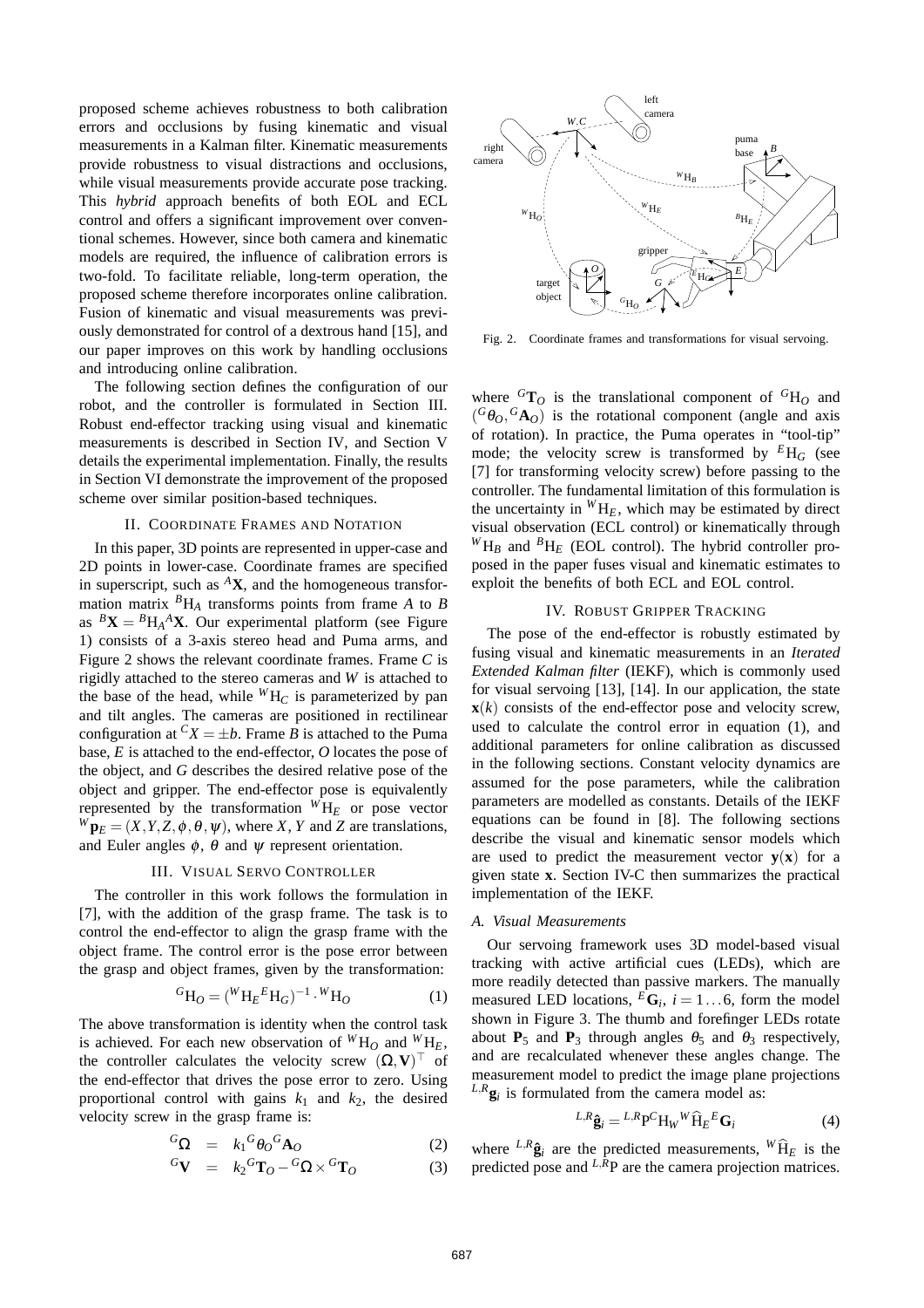proposed scheme achieves robustness to both calibration errors and occlusions by fusing kinematic and visual measurements in a Kalman filter. Kinematic measurements provide robustness to visual distractions and occlusions, while visual measurements provide accurate pose tracking. This *hybrid* approach benefits of both EOL and ECL control and offers a significant improvement over conventional schemes. However, since both camera and kinematic models are required, the influence of calibration errors is two-fold. To facilitate reliable, long-term operation, the proposed scheme therefore incorporates online calibration. Fusion of kinematic and visual measurements was previously demonstrated for control of a dextrous hand [15], and our paper improves on this work by handling occlusions and introducing online calibration.

The following section defines the configuration of our robot, and the controller is formulated in Section III. Robust end-effector tracking using visual and kinematic measurements is described in Section IV, and Section V details the experimental implementation. Finally, the results in Section VI demonstrate the improvement of the proposed scheme over similar position-based techniques.

## II. Coordinate Frames and Notation

In this paper, 3D points are represented in upper-case and 2D points in lower-case. Coordinate frames are specified in superscript, such as ${}^{A}\mathbf{X}$, and the homogeneous transformation matrix ${}^{B}\mathrm{H}_{A}$ transforms points from frame $A$ to $B$ as ${}^{B}\mathbf{X} = {}^{B}\mathrm{H}_{A}{}^{A}\mathbf{X}$. Our experimental platform (see Figure 1) consists of a 3-axis stereo head and Puma arms, and Figure 2 shows the relevant coordinate frames. Frame $C$ is rigidly attached to the stereo cameras and $W$ is attached to the base of the head, while ${}^{W}\mathrm{H}_{C}$ is parameterized by pan and tilt angles. The cameras are positioned in rectilinear configuration at ${}^{C}X = \pm b$. Frame $B$ is attached to the Puma base, $E$ is attached to the end-effector, $O$ locates the pose of the object, and $G$ describes the desired relative pose of the object and gripper. The end-effector pose is equivalently represented by the transformation ${}^{W}\mathrm{H}_{E}$ or pose vector ${}^{W}\mathbf{p}_{E} = (X,Y,Z,\phi,\theta,\psi)$, where $X$, $Y$ and $Z$ are translations, and Euler angles $\phi$, $\theta$ and $\psi$ represent orientation.

## III. Visual Servo Controller

The controller in this work follows the formulation in [7], with the addition of the grasp frame. The task is to control the end-effector to align the grasp frame with the object frame. The control error is the pose error between the grasp and object frames, given by the transformation:

$$
{}^{G}\mathrm{H}_{O} = ({}^{W}\mathrm{H}_{E}{}^{E}\mathrm{H}_{G})^{-1} \cdot {}^{W}\mathrm{H}_{O} \tag{1}
$$

The above transformation is identity when the control task is achieved. For each new observation of ${}^{W}\mathrm{H}_{O}$ and ${}^{W}\mathrm{H}_{E}$, the controller calculates the velocity screw $(\boldsymbol{\Omega},\mathbf{V})^{\top}$ of the end-effector that drives the pose error to zero. Using proportional control with gains $k_1$ and $k_2$, the desired velocity screw in the grasp frame is:

$$
{}^{G}\boldsymbol{\Omega} = k_1 {}^{G}\theta_{O}{}^{G}\mathbf{A}_{O} \tag{2}
$$

$$
{}^{G}\mathbf{V} = k_2 {}^{G}\mathbf{T}_{O} - {}^{G}\boldsymbol{\Omega} \times {}^{G}\mathbf{T}_{O} \tag{3}
$$

Fig. 2. Coordinate frames and transformations for visual servoing.

where ${}^{G}\mathbf{T}_{O}$ is the translational component of ${}^{G}\mathrm{H}_{O}$ and $({}^{G}\theta_{O}, {}^{G}\mathbf{A}_{O})$ is the rotational component (angle and axis of rotation). In practice, the Puma operates in "tool-tip" mode; the velocity screw is transformed by ${}^{E}\mathrm{H}_{G}$ (see [7] for transforming velocity screw) before passing to the controller. The fundamental limitation of this formulation is the uncertainty in ${}^{W}\mathrm{H}_{E}$, which may be estimated by direct visual observation (ECL control) or kinematically through ${}^{W}\mathrm{H}_{B}$ and ${}^{B}\mathrm{H}_{E}$ (EOL control). The hybrid controller proposed in the paper fuses visual and kinematic estimates to exploit the benefits of both ECL and EOL control.

## IV. Robust Gripper Tracking

The pose of the end-effector is robustly estimated by fusing visual and kinematic measurements in an *Iterated Extended Kalman filter* (IEKF), which is commonly used for visual servoing [13], [14]. In our application, the state $\mathbf{x}(k)$ consists of the end-effector pose and velocity screw, used to calculate the control error in equation (1), and additional parameters for online calibration as discussed in the following sections. Constant velocity dynamics are assumed for the pose parameters, while the calibration parameters are modelled as constants. Details of the IEKF equations can be found in [8]. The following sections describe the visual and kinematic sensor models which are used to predict the measurement vector $\mathbf{y}(\mathbf{x})$ for a given state $\mathbf{x}$. Section IV-C then summarizes the practical implementation of the IEKF.

### A. Visual Measurements

Our servoing framework uses 3D model-based visual tracking with active artificial cues (LEDs), which are more readily detected than passive markers. The manually measured LED locations, ${}^{E}\mathbf{G}_{i}$, $i = 1\ldots6$, form the model shown in Figure 3. The thumb and forefinger LEDs rotate about $\mathbf{P}_5$ and $\mathbf{P}_3$ through angles $\theta_5$ and $\theta_3$ respectively, and are recalculated whenever these angles change. The measurement model to predict the image plane projections ${}^{L,R}\mathbf{g}_{i}$ is formulated from the camera model as:

$$
{}^{L,R}\hat{\mathbf{g}}_{i} = {}^{L,R}\mathrm{P}{}^{C}\mathrm{H}_{W}{}^{W}\widehat{\mathrm{H}}_{E}{}^{E}\mathbf{G}_{i} \tag{4}
$$

where ${}^{L,R}\hat{\mathbf{g}}_{i}$ are the predicted measurements, ${}^{W}\widehat{\mathrm{H}}_{E}$ is the predicted pose and ${}^{L,R}\mathrm{P}$ are the camera projection matrices.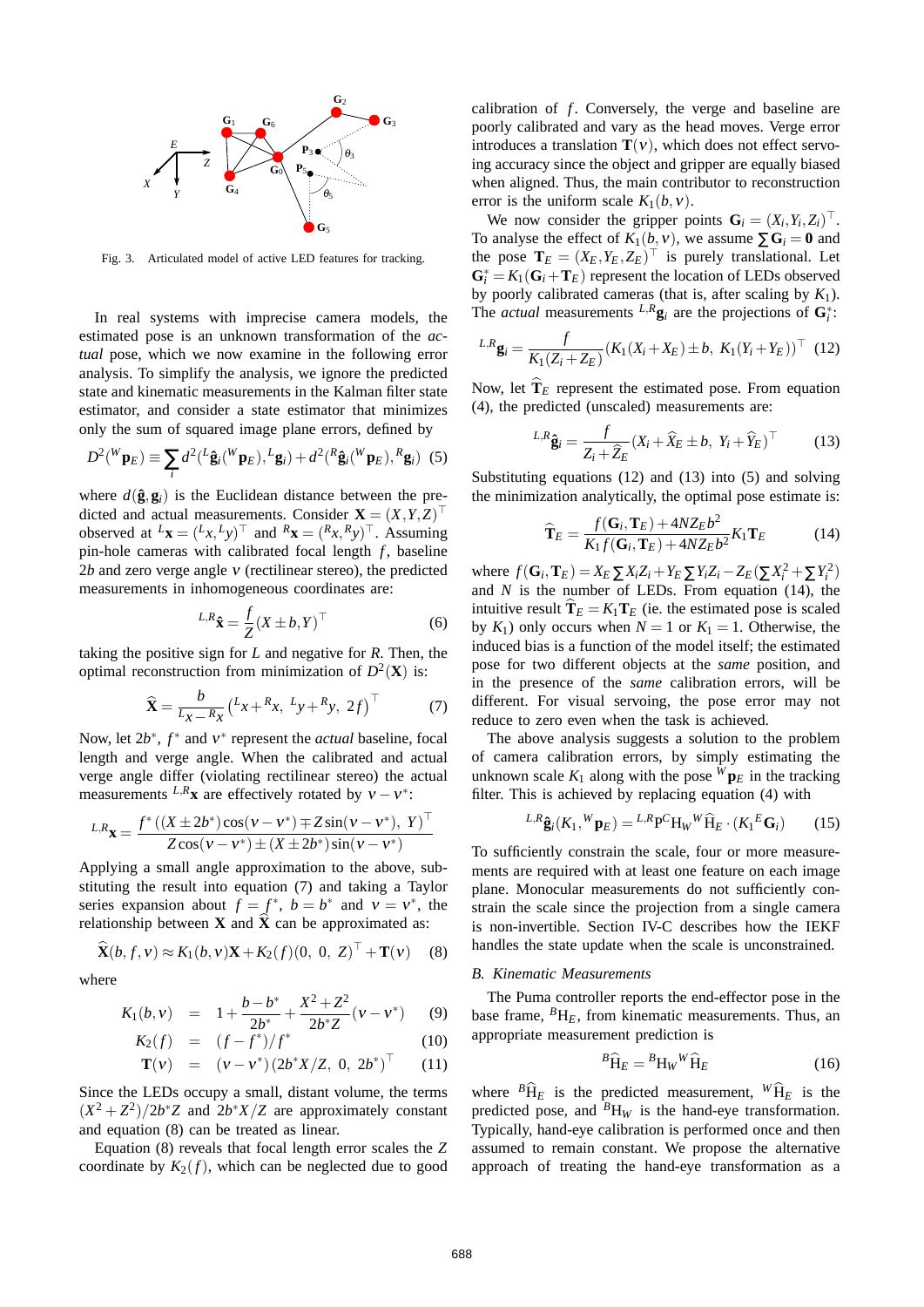Fig. 3. Articulated model of active LED features for tracking.

In real systems with imprecise camera models, the estimated pose is an unknown transformation of the *actual* pose, which we now examine in the following error analysis. To simplify the analysis, we ignore the predicted state and kinematic measurements in the Kalman filter state estimator, and consider a state estimator that minimizes only the sum of squared image plane errors, defined by

$$D^2({}^W\mathbf{p}_E) \equiv \sum_i d^2({}^L\hat{\mathbf{g}}_i({}^W\mathbf{p}_E), {}^L\mathbf{g}_i) + d^2({}^R\hat{\mathbf{g}}_i({}^W\mathbf{p}_E), {}^R\mathbf{g}_i) \quad (5)$$

where $d(\hat{\mathbf{g}}, \mathbf{g}_i)$ is the Euclidean distance between the predicted and actual measurements. Consider $\mathbf{X} = (X,Y,Z)^\top$ observed at ${}^L\mathbf{x} = ({}^Lx, {}^Ly)^\top$ and ${}^R\mathbf{x} = ({}^Rx, {}^Ry)^\top$. Assuming pin-hole cameras with calibrated focal length $f$, baseline $2b$ and zero verge angle $v$ (rectilinear stereo), the predicted measurements in inhomogeneous coordinates are:

$${}^{L,R}\hat{\mathbf{x}} = \frac{f}{Z}(X \pm b, Y)^\top \quad (6)$$

taking the positive sign for $L$ and negative for $R$. Then, the optimal reconstruction from minimization of $D^2(\mathbf{X})$ is:

$$\widehat{\mathbf{X}} = \frac{b}{{}^Lx - {}^Rx}\left({}^Lx + {}^Rx,\ {}^Ly + {}^Ry,\ 2f\right)^\top \quad (7)$$

Now, let $2b^*$, $f^*$ and $v^*$ represent the *actual* baseline, focal length and verge angle. When the calibrated and actual verge angle differ (violating rectilinear stereo) the actual measurements ${}^{L,R}\mathbf{x}$ are effectively rotated by $v - v^*$:

$${}^{L,R}\mathbf{x} = \frac{f^*\left((X \pm 2b^*)\cos(v - v^*) \mp Z\sin(v - v^*),\ Y\right)^\top}{Z\cos(v - v^*) \pm (X \pm 2b^*)\sin(v - v^*)}$$

Applying a small angle approximation to the above, substituting the result into equation (7) and taking a Taylor series expansion about $f = f^*$, $b = b^*$ and $v = v^*$, the relationship between $\mathbf{X}$ and $\widehat{\mathbf{X}}$ can be approximated as:

$$\widehat{\mathbf{X}}(b, f, v) \approx K_1(b, v)\mathbf{X} + K_2(f)(0,\ 0,\ Z)^\top + \mathbf{T}(v) \quad (8)$$

where

$$K_1(b, v) = 1 + \frac{b - b^*}{2b^*} + \frac{X^2 + Z^2}{2b^*Z}(v - v^*) \quad (9)$$

$$K_2(f) = (f - f^*)/f^* \quad (10)$$

$$\mathbf{T}(v) = (v - v^*)(2b^*X/Z,\ 0,\ 2b^*)^\top \quad (11)$$

Since the LEDs occupy a small, distant volume, the terms $(X^2 + Z^2)/2b^*Z$ and $2b^*X/Z$ are approximately constant and equation (8) can be treated as linear.

Equation (8) reveals that focal length error scales the $Z$ coordinate by $K_2(f)$, which can be neglected due to good calibration of $f$. Conversely, the verge and baseline are poorly calibrated and vary as the head moves. Verge error introduces a translation $\mathbf{T}(v)$, which does not effect servoing accuracy since the object and gripper are equally biased when aligned. Thus, the main contributor to reconstruction error is the uniform scale $K_1(b, v)$.

We now consider the gripper points $\mathbf{G}_i = (X_i, Y_i, Z_i)^\top$. To analyse the effect of $K_1(b, v)$, we assume $\sum \mathbf{G}_i = \mathbf{0}$ and the pose $\mathbf{T}_E = (X_E, Y_E, Z_E)^\top$ is purely translational. Let $\mathbf{G}_i^* = K_1(\mathbf{G}_i + \mathbf{T}_E)$ represent the location of LEDs observed by poorly calibrated cameras (that is, after scaling by $K_1$). The *actual* measurements ${}^{L,R}\mathbf{g}_i$ are the projections of $\mathbf{G}_i^*$:

$${}^{L,R}\mathbf{g}_i = \frac{f}{K_1(Z_i + Z_E)}\left(K_1(X_i + X_E) \pm b,\ K_1(Y_i + Y_E)\right)^\top \quad (12)$$

Now, let $\widehat{\mathbf{T}}_E$ represent the estimated pose. From equation (4), the predicted (unscaled) measurements are:

$${}^{L,R}\hat{\mathbf{g}}_i = \frac{f}{Z_i + \widehat{Z}_E}(X_i + \widehat{X}_E \pm b,\ Y_i + \widehat{Y}_E)^\top \quad (13)$$

Substituting equations (12) and (13) into (5) and solving the minimization analytically, the optimal pose estimate is:

$$\widehat{\mathbf{T}}_E = \frac{f(\mathbf{G}_i, \mathbf{T}_E) + 4NZ_Eb^2}{K_1 f(\mathbf{G}_i, \mathbf{T}_E) + 4NZ_Eb^2}K_1\mathbf{T}_E \quad (14)$$

where $f(\mathbf{G}_i, \mathbf{T}_E) = X_E\sum X_iZ_i + Y_E\sum Y_iZ_i - Z_E(\sum X_i^2 + \sum Y_i^2)$ and $N$ is the number of LEDs. From equation (14), the intuitive result $\widehat{\mathbf{T}}_E = K_1\mathbf{T}_E$ (ie. the estimated pose is scaled by $K_1$) only occurs when $N = 1$ or $K_1 = 1$. Otherwise, the induced bias is a function of the model itself; the estimated pose for two different objects at the *same* position, and in the presence of the *same* calibration errors, will be different. For visual servoing, the pose error may not reduce to zero even when the task is achieved.

The above analysis suggests a solution to the problem of camera calibration errors, by simply estimating the unknown scale $K_1$ along with the pose ${}^W\mathbf{p}_E$ in the tracking filter. This is achieved by replacing equation (4) with

$${}^{L,R}\hat{\mathbf{g}}_i(K_1, {}^W\mathbf{p}_E) = {}^{L,R}\mathrm{P}\,{}^C\mathrm{H}_W\,{}^W\widehat{\mathrm{H}}_E \cdot (K_1{}^E\mathbf{G}_i) \quad (15)$$

To sufficiently constrain the scale, four or more measurements are required with at least one feature on each image plane. Monocular measurements do not sufficiently constrain the scale since the projection from a single camera is non-invertible. Section IV-C describes how the IEKF handles the state update when the scale is unconstrained.

### B. Kinematic Measurements

The Puma controller reports the end-effector pose in the base frame, ${}^B\mathrm{H}_E$, from kinematic measurements. Thus, an appropriate measurement prediction is

$${}^B\widehat{\mathrm{H}}_E = {}^B\mathrm{H}_W\,{}^W\widehat{\mathrm{H}}_E \quad (16)$$

where ${}^B\widehat{\mathrm{H}}_E$ is the predicted measurement, ${}^W\widehat{\mathrm{H}}_E$ is the predicted pose, and ${}^B\mathrm{H}_W$ is the hand-eye transformation. Typically, hand-eye calibration is performed once and then assumed to remain constant. We propose the alternative approach of treating the hand-eye transformation as a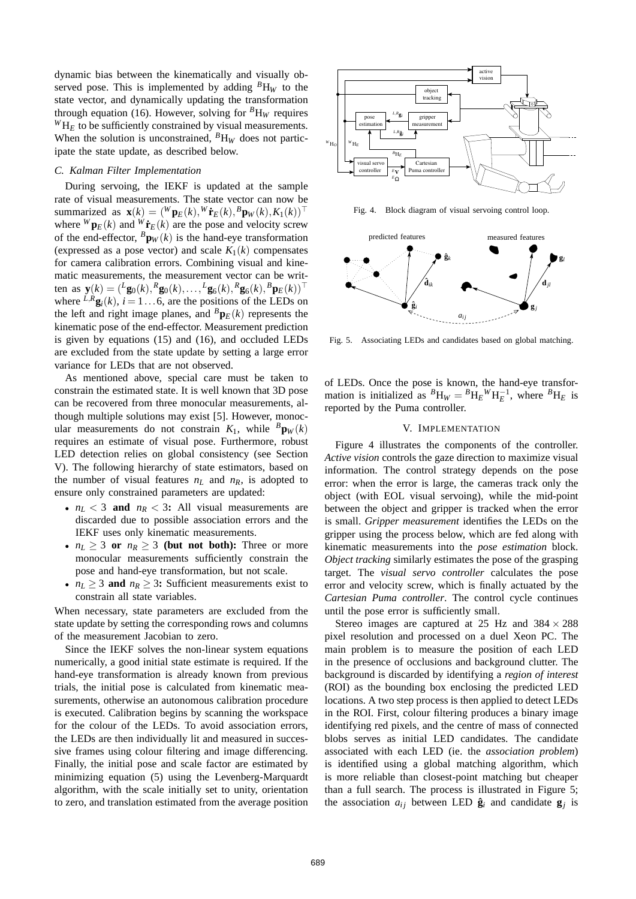dynamic bias between the kinematically and visually observed pose. This is implemented by adding ${}^{B}\mathrm{H}_{W}$ to the state vector, and dynamically updating the transformation through equation (16). However, solving for ${}^{B}\mathrm{H}_{W}$ requires ${}^{W}\mathrm{H}_{E}$ to be sufficiently constrained by visual measurements. When the solution is unconstrained, ${}^{B}\mathrm{H}_{W}$ does not participate the state update, as described below.

### C. Kalman Filter Implementation

During servoing, the IEKF is updated at the sample rate of visual measurements. The state vector can now be summarized as $\mathbf{x}(k) = ({}^{W}\mathbf{p}_{E}(k), {}^{W}\dot{\mathbf{r}}_{E}(k), {}^{B}\mathbf{p}_{W}(k), K_1(k))^{\top}$ where ${}^{W}\mathbf{p}_{E}(k)$ and ${}^{W}\dot{\mathbf{r}}_{E}(k)$ are the pose and velocity screw of the end-effector, ${}^{B}\mathbf{p}_{W}(k)$ is the hand-eye transformation (expressed as a pose vector) and scale $K_1(k)$ compensates for camera calibration errors. Combining visual and kinematic measurements, the measurement vector can be written as $\mathbf{y}(k) = ({}^{L}\mathbf{g}_0(k), {}^{R}\mathbf{g}_0(k), \ldots, {}^{L}\mathbf{g}_6(k), {}^{R}\mathbf{g}_6(k), {}^{B}\mathbf{p}_{E}(k))^{\top}$ where ${}^{L,R}\mathbf{g}_i(k)$, $i = 1 \ldots 6$, are the positions of the LEDs on the left and right image planes, and ${}^{B}\mathbf{p}_{E}(k)$ represents the kinematic pose of the end-effector. Measurement prediction is given by equations (15) and (16), and occluded LEDs are excluded from the state update by setting a large error variance for LEDs that are not observed.

As mentioned above, special care must be taken to constrain the estimated state. It is well known that 3D pose can be recovered from three monocular measurements, although multiple solutions may exist [5]. However, monocular measurements do not constrain $K_1$, while ${}^{B}\mathbf{p}_{W}(k)$ requires an estimate of visual pose. Furthermore, robust LED detection relies on global consistency (see Section V). The following hierarchy of state estimators, based on the number of visual features $n_L$ and $n_R$, is adopted to ensure only constrained parameters are updated:

- $n_L < 3$ **and** $n_R < 3$**:** All visual measurements are discarded due to possible association errors and the IEKF uses only kinematic measurements.
- $n_L \geq 3$ **or** $n_R \geq 3$ **(but not both):** Three or more monocular measurements sufficiently constrain the pose and hand-eye transformation, but not scale.
- $n_L \geq 3$ **and** $n_R \geq 3$**:** Sufficient measurements exist to constrain all state variables.

When necessary, state parameters are excluded from the state update by setting the corresponding rows and columns of the measurement Jacobian to zero.

Since the IEKF solves the non-linear system equations numerically, a good initial state estimate is required. If the hand-eye transformation is already known from previous trials, the initial pose is calculated from kinematic measurements, otherwise an autonomous calibration procedure is executed. Calibration begins by scanning the workspace for the colour of the LEDs. To avoid association errors, the LEDs are then individually lit and measured in successive frames using colour filtering and image differencing. Finally, the initial pose and scale factor are estimated by minimizing equation (5) using the Levenberg-Marquardt algorithm, with the scale initially set to unity, orientation to zero, and translation estimated from the average position of LEDs. Once the pose is known, the hand-eye transformation is initialized as ${}^{B}\mathrm{H}_{W} = {}^{B}\mathrm{H}_{E}{}^{W}\mathrm{H}_{E}^{-1}$, where ${}^{B}\mathrm{H}_{E}$ is reported by the Puma controller.

Fig. 4. Block diagram of visual servoing control loop.

Fig. 5. Associating LEDs and candidates based on global matching.

## V. Implementation

Figure 4 illustrates the components of the controller. *Active vision* controls the gaze direction to maximize visual information. The control strategy depends on the pose error: when the error is large, the cameras track only the object (with EOL visual servoing), while the mid-point between the object and gripper is tracked when the error is small. *Gripper measurement* identifies the LEDs on the gripper using the process below, which are fed along with kinematic measurements into the *pose estimation* block. *Object tracking* similarly estimates the pose of the grasping target. The *visual servo controller* calculates the pose error and velocity screw, which is finally actuated by the *Cartesian Puma controller*. The control cycle continues until the pose error is sufficiently small.

Stereo images are captured at 25 Hz and $384 \times 288$ pixel resolution and processed on a duel Xeon PC. The main problem is to measure the position of each LED in the presence of occlusions and background clutter. The background is discarded by identifying a *region of interest* (ROI) as the bounding box enclosing the predicted LED locations. A two step process is then applied to detect LEDs in the ROI. First, colour filtering produces a binary image identifying red pixels, and the centre of mass of connected blobs serves as initial LED candidates. The candidate associated with each LED (ie. the *association problem*) is identified using a global matching algorithm, which is more reliable than closest-point matching but cheaper than a full search. The process is illustrated in Figure 5; the association $a_{ij}$ between LED $\hat{\mathbf{g}}_i$ and candidate $\mathbf{g}_j$ is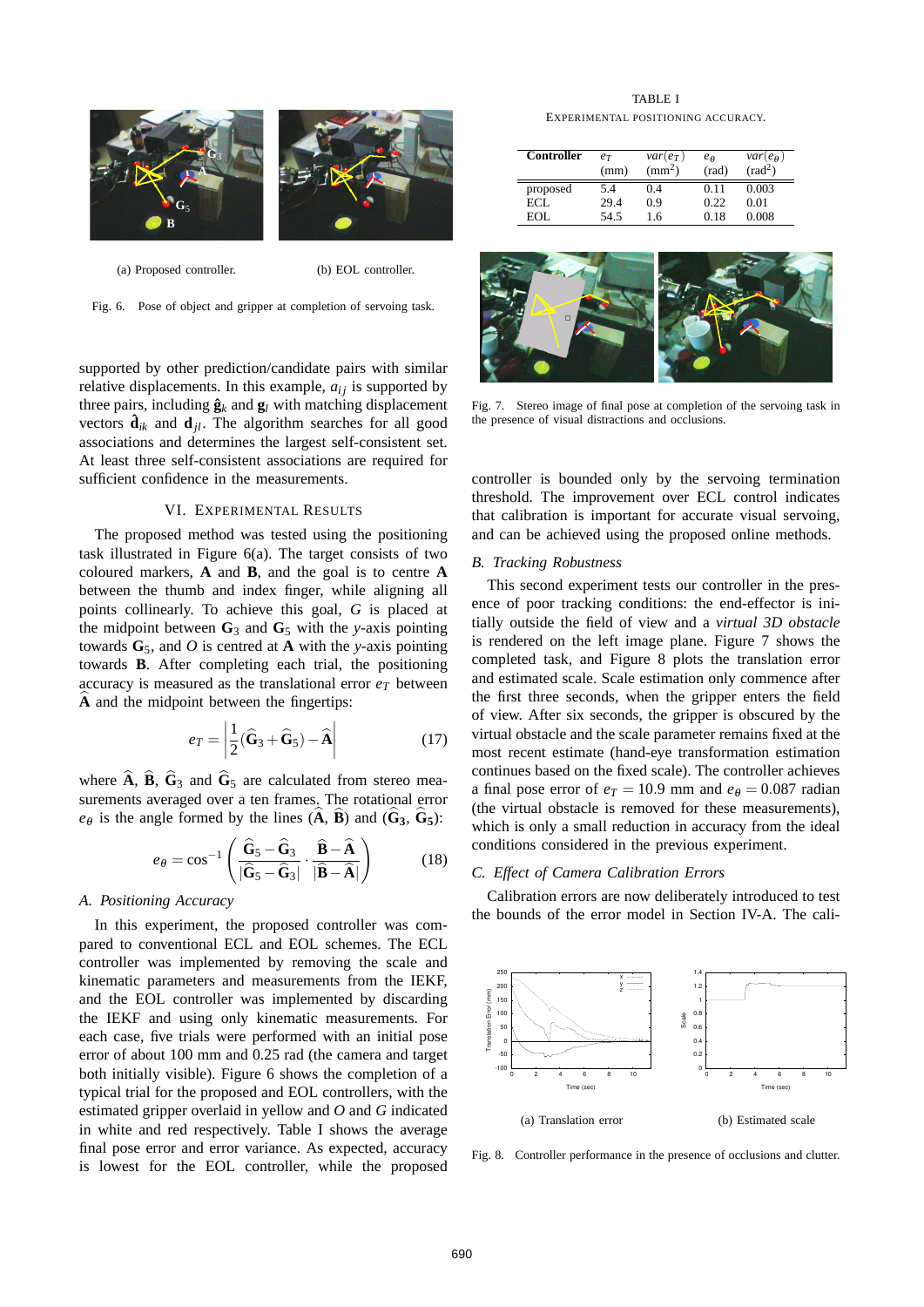(a) Proposed controller.

(b) EOL controller.

Fig. 6. Pose of object and gripper at completion of servoing task.

supported by other prediction/candidate pairs with similar relative displacements. In this example, $a_{ij}$ is supported by three pairs, including $\hat{\mathbf{g}}_k$ and $\mathbf{g}_l$ with matching displacement vectors $\hat{\mathbf{d}}_{ik}$ and $\mathbf{d}_{jl}$. The algorithm searches for all good associations and determines the largest self-consistent set. At least three self-consistent associations are required for sufficient confidence in the measurements.

## VI. Experimental Results

The proposed method was tested using the positioning task illustrated in Figure 6(a). The target consists of two coloured markers, **A** and **B**, and the goal is to centre **A** between the thumb and index finger, while aligning all points collinearly. To achieve this goal, $G$ is placed at the midpoint between $\mathbf{G}_3$ and $\mathbf{G}_5$ with the $y$-axis pointing towards $\mathbf{G}_5$, and $O$ is centred at **A** with the $y$-axis pointing towards **B**. After completing each trial, the positioning accuracy is measured as the translational error $e_T$ between $\widehat{\mathbf{A}}$ and the midpoint between the fingertips:

$$e_T = \left|\frac{1}{2}(\widehat{\mathbf{G}}_3 + \widehat{\mathbf{G}}_5) - \widehat{\mathbf{A}}\right| \tag{17}$$

where $\widehat{\mathbf{A}}$, $\widehat{\mathbf{B}}$, $\widehat{\mathbf{G}}_3$ and $\widehat{\mathbf{G}}_5$ are calculated from stereo measurements averaged over a ten frames. The rotational error $e_\theta$ is the angle formed by the lines ($\widehat{\mathbf{A}}$, $\widehat{\mathbf{B}}$) and ($\widehat{\mathbf{G}}_3$, $\widehat{\mathbf{G}}_5$):

$$e_\theta = \cos^{-1}\left(\frac{\widehat{\mathbf{G}}_5 - \widehat{\mathbf{G}}_3}{|\widehat{\mathbf{G}}_5 - \widehat{\mathbf{G}}_3|} \cdot \frac{\widehat{\mathbf{B}} - \widehat{\mathbf{A}}}{|\widehat{\mathbf{B}} - \widehat{\mathbf{A}}|}\right) \tag{18}$$

### A. Positioning Accuracy

In this experiment, the proposed controller was compared to conventional ECL and EOL schemes. The ECL controller was implemented by removing the scale and kinematic parameters and measurements from the IEKF, and the EOL controller was implemented by discarding the IEKF and using only kinematic measurements. For each case, five trials were performed with an initial pose error of about 100 mm and 0.25 rad (the camera and target both initially visible). Figure 6 shows the completion of a typical trial for the proposed and EOL controllers, with the estimated gripper overlaid in yellow and $O$ and $G$ indicated in white and red respectively. Table I shows the average final pose error and error variance. As expected, accuracy is lowest for the EOL controller, while the proposed controller is bounded only by the servoing termination threshold. The improvement over ECL control indicates that calibration is important for accurate visual servoing, and can be achieved using the proposed online methods.

TABLE I
Experimental positioning accuracy.

| Controller | $e_T$ (mm) | $var(e_T)$ (mm$^2$) | $e_\theta$ (rad) | $var(e_\theta)$ (rad$^2$) |
|---|---|---|---|---|
| proposed | 5.4 | 0.4 | 0.11 | 0.003 |
| ECL | 29.4 | 0.9 | 0.22 | 0.01 |
| EOL | 54.5 | 1.6 | 0.18 | 0.008 |

Fig. 7. Stereo image of final pose at completion of the servoing task in the presence of visual distractions and occlusions.

### B. Tracking Robustness

This second experiment tests our controller in the presence of poor tracking conditions: the end-effector is initially outside the field of view and a *virtual 3D obstacle* is rendered on the left image plane. Figure 7 shows the completed task, and Figure 8 plots the translation error and estimated scale. Scale estimation only commence after the first three seconds, when the gripper enters the field of view. After six seconds, the gripper is obscured by the virtual obstacle and the scale parameter remains fixed at the most recent estimate (hand-eye transformation estimation continues based on the fixed scale). The controller achieves a final pose error of $e_T = 10.9$ mm and $e_\theta = 0.087$ radian (the virtual obstacle is removed for these measurements), which is only a small reduction in accuracy from the ideal conditions considered in the previous experiment.

### C. Effect of Camera Calibration Errors

Calibration errors are now deliberately introduced to test the bounds of the error model in Section IV-A. The cali-

(a) Translation error

(b) Estimated scale

Fig. 8. Controller performance in the presence of occlusions and clutter.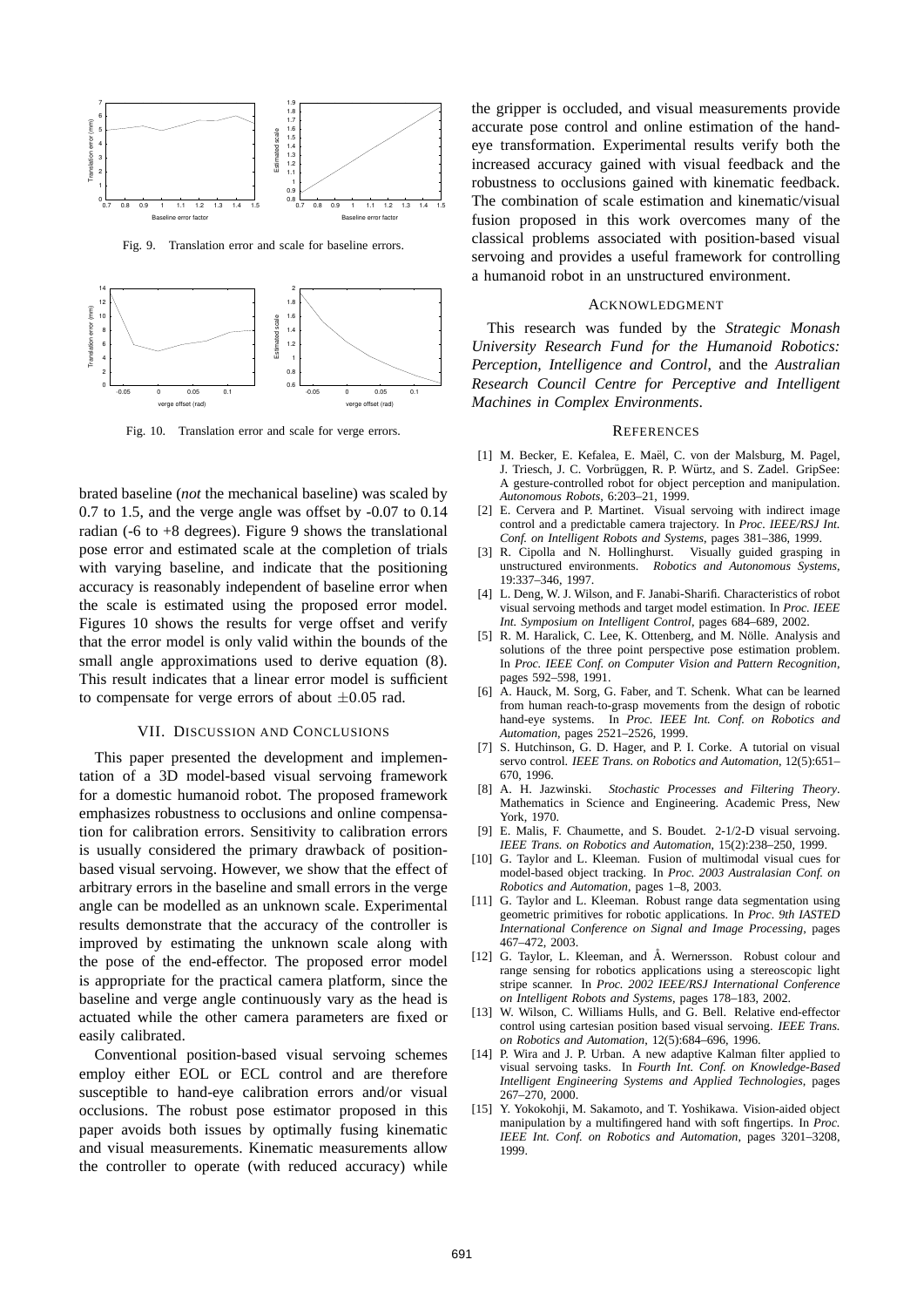Translation error (mm)

Baseline error factor

Estimated scale

Baseline error factor

Fig. 9. Translation error and scale for baseline errors.

Translation error (mm)

verge offset (rad)

Estimated scale

verge offset (rad)

Fig. 10. Translation error and scale for verge errors.

brated baseline (*not* the mechanical baseline) was scaled by 0.7 to 1.5, and the verge angle was offset by -0.07 to 0.14 radian (-6 to +8 degrees). Figure 9 shows the translational pose error and estimated scale at the completion of trials with varying baseline, and indicate that the positioning accuracy is reasonably independent of baseline error when the scale is estimated using the proposed error model. Figures 10 shows the results for verge offset and verify that the error model is only valid within the bounds of the small angle approximations used to derive equation (8). This result indicates that a linear error model is sufficient to compensate for verge errors of about $\pm 0.05$ rad.

## VII. Discussion and Conclusions

This paper presented the development and implementation of a 3D model-based visual servoing framework for a domestic humanoid robot. The proposed framework emphasizes robustness to occlusions and online compensation for calibration errors. Sensitivity to calibration errors is usually considered the primary drawback of position-based visual servoing. However, we show that the effect of arbitrary errors in the baseline and small errors in the verge angle can be modelled as an unknown scale. Experimental results demonstrate that the accuracy of the controller is improved by estimating the unknown scale along with the pose of the end-effector. The proposed error model is appropriate for the practical camera platform, since the baseline and verge angle continuously vary as the head is actuated while the other camera parameters are fixed or easily calibrated.

Conventional position-based visual servoing schemes employ either EOL or ECL control and are therefore susceptible to hand-eye calibration errors and/or visual occlusions. The robust pose estimator proposed in this paper avoids both issues by optimally fusing kinematic and visual measurements. Kinematic measurements allow the controller to operate (with reduced accuracy) while the gripper is occluded, and visual measurements provide accurate pose control and online estimation of the hand-eye transformation. Experimental results verify both the increased accuracy gained with visual feedback and the robustness to occlusions gained with kinematic feedback. The combination of scale estimation and kinematic/visual fusion proposed in this work overcomes many of the classical problems associated with position-based visual servoing and provides a useful framework for controlling a humanoid robot in an unstructured environment.

## Acknowledgment

This research was funded by the *Strategic Monash University Research Fund for the Humanoid Robotics: Perception, Intelligence and Control,* and the *Australian Research Council Centre for Perceptive and Intelligent Machines in Complex Environments*.

## References

[1] M. Becker, E. Kefalea, E. Maël, C. von der Malsburg, M. Pagel, J. Triesch, J. C. Vorbrüggen, R. P. Würtz, and S. Zadel. GripSee: A gesture-controlled robot for object perception and manipulation. *Autonomous Robots*, 6:203–21, 1999.

[2] E. Cervera and P. Martinet. Visual servoing with indirect image control and a predictable camera trajectory. In *Proc. IEEE/RSJ Int. Conf. on Intelligent Robots and Systems*, pages 381–386, 1999.

[3] R. Cipolla and N. Hollinghurst. Visually guided grasping in unstructured environments. *Robotics and Autonomous Systems*, 19:337–346, 1997.

[4] L. Deng, W. J. Wilson, and F. Janabi-Sharifi. Characteristics of robot visual servoing methods and target model estimation. In *Proc. IEEE Int. Symposium on Intelligent Control*, pages 684–689, 2002.

[5] R. M. Haralick, C. Lee, K. Ottenberg, and M. Nölle. Analysis and solutions of the three point perspective pose estimation problem. In *Proc. IEEE Conf. on Computer Vision and Pattern Recognition*, pages 592–598, 1991.

[6] A. Hauck, M. Sorg, G. Faber, and T. Schenk. What can be learned from human reach-to-grasp movements from the design of robotic hand-eye systems. In *Proc. IEEE Int. Conf. on Robotics and Automation*, pages 2521–2526, 1999.

[7] S. Hutchinson, G. D. Hager, and P. I. Corke. A tutorial on visual servo control. *IEEE Trans. on Robotics and Automation*, 12(5):651–670, 1996.

[8] A. H. Jazwinski. *Stochastic Processes and Filtering Theory*. Mathematics in Science and Engineering. Academic Press, New York, 1970.

[9] E. Malis, F. Chaumette, and S. Boudet. 2-1/2-D visual servoing. *IEEE Trans. on Robotics and Automation*, 15(2):238–250, 1999.

[10] G. Taylor and L. Kleeman. Fusion of multimodal visual cues for model-based object tracking. In *Proc. 2003 Australasian Conf. on Robotics and Automation*, pages 1–8, 2003.

[11] G. Taylor and L. Kleeman. Robust range data segmentation using geometric primitives for robotic applications. In *Proc. 9th IASTED International Conference on Signal and Image Processing*, pages 467–472, 2003.

[12] G. Taylor, L. Kleeman, and Å. Wernersson. Robust colour and range sensing for robotics applications using a stereoscopic light stripe scanner. In *Proc. 2002 IEEE/RSJ International Conference on Intelligent Robots and Systems*, pages 178–183, 2002.

[13] W. Wilson, C. Williams Hulls, and G. Bell. Relative end-effector control using cartesian position based visual servoing. *IEEE Trans. on Robotics and Automation*, 12(5):684–696, 1996.

[14] P. Wira and J. P. Urban. A new adaptive Kalman filter applied to visual servoing tasks. In *Fourth Int. Conf. on Knowledge-Based Intelligent Engineering Systems and Applied Technologies*, pages 267–270, 2000.

[15] Y. Yokokohji, M. Sakamoto, and T. Yoshikawa. Vision-aided object manipulation by a multifingered hand with soft fingertips. In *Proc. IEEE Int. Conf. on Robotics and Automation*, pages 3201–3208, 1999.